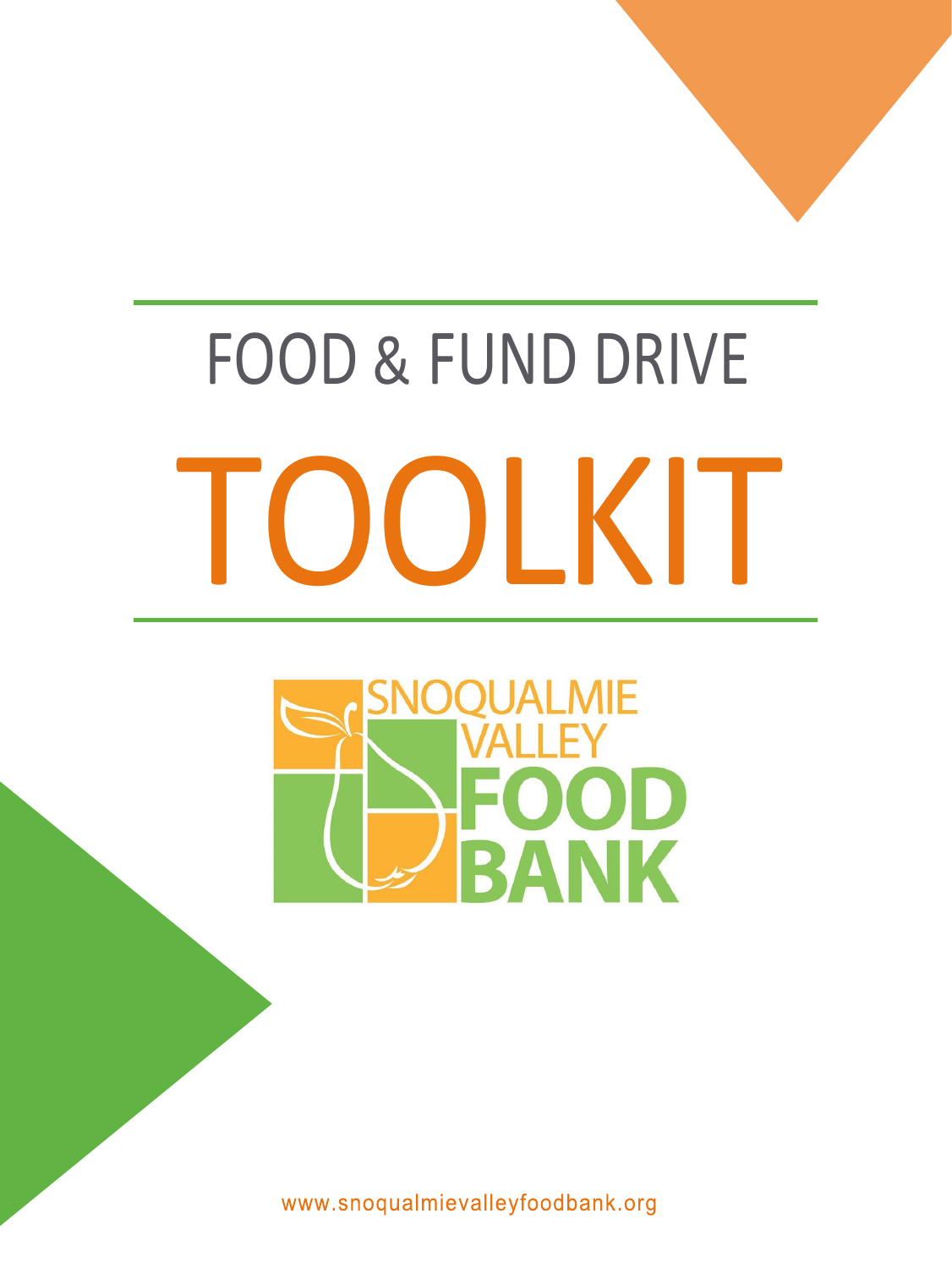# FOOD & FUND DRIVE

# TOOLKIT

SNOQUALMIE VALLEY FOOD BANK

www.snoqualmievalleyfoodbank.org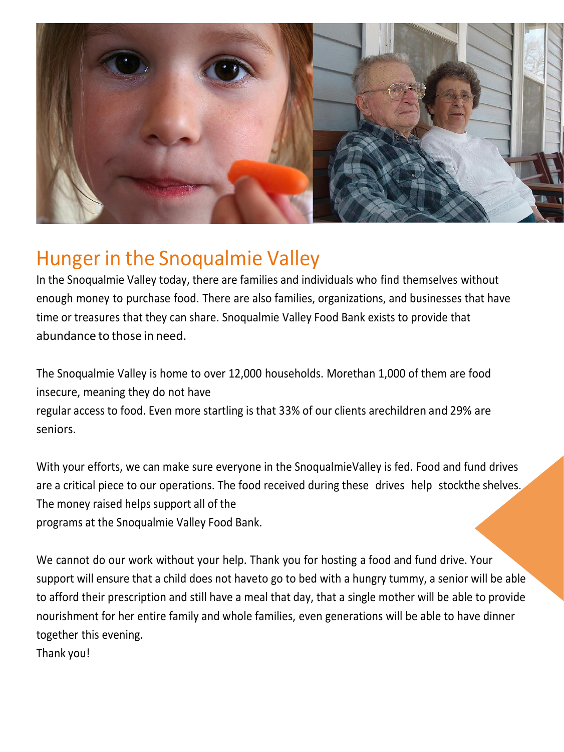# Hunger in the Snoqualmie Valley

In the Snoqualmie Valley today, there are families and individuals who find themselves without enough money to purchase food. There are also families, organizations, and businesses that have time or treasures that they can share. Snoqualmie Valley Food Bank exists to provide that abundance to those in need.

The Snoqualmie Valley is home to over 12,000 households. Morethan 1,000 of them are food insecure, meaning they do not have regular access to food. Even more startling is that 33% of our clients arechildren and 29% are seniors.

With your efforts, we can make sure everyone in the SnoqualmieValley is fed. Food and fund drives are a critical piece to our operations. The food received during these drives help stockthe shelves. The money raised helps support all of the programs at the Snoqualmie Valley Food Bank.

We cannot do our work without your help. Thank you for hosting a food and fund drive. Your support will ensure that a child does not haveto go to bed with a hungry tummy, a senior will be able to afford their prescription and still have a meal that day, that a single mother will be able to provide nourishment for her entire family and whole families, even generations will be able to have dinner together this evening.

Thank you!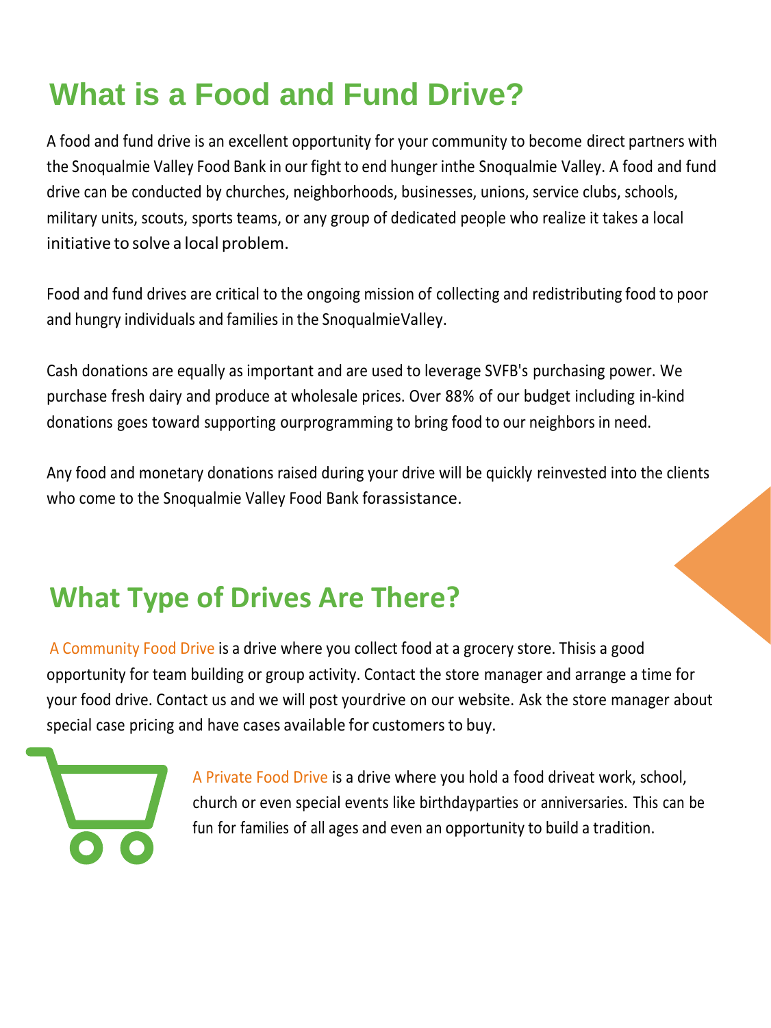# What is a Food and Fund Drive?

A food and fund drive is an excellent opportunity for your community to become direct partners with the Snoqualmie Valley Food Bank in our fight to end hunger inthe Snoqualmie Valley. A food and fund drive can be conducted by churches, neighborhoods, businesses, unions, service clubs, schools, military units, scouts, sports teams, or any group of dedicated people who realize it takes a local initiative to solve a local problem.

Food and fund drives are critical to the ongoing mission of collecting and redistributing food to poor and hungry individuals and families in the SnoqualmieValley.

Cash donations are equally as important and are used to leverage SVFB's purchasing power. We purchase fresh dairy and produce at wholesale prices. Over 88% of our budget including in-kind donations goes toward supporting ourprogramming to bring food to our neighbors in need.

Any food and monetary donations raised during your drive will be quickly reinvested into the clients who come to the Snoqualmie Valley Food Bank forassistance.

## What Type of Drives Are There?

A Community Food Drive is a drive where you collect food at a grocery store. Thisis a good opportunity for team building or group activity. Contact the store manager and arrange a time for your food drive. Contact us and we will post yourdrive on our website. Ask the store manager about special case pricing and have cases available for customers to buy.

A Private Food Drive is a drive where you hold a food driveat work, school, church or even special events like birthdayparties or anniversaries. This can be fun for families of all ages and even an opportunity to build a tradition.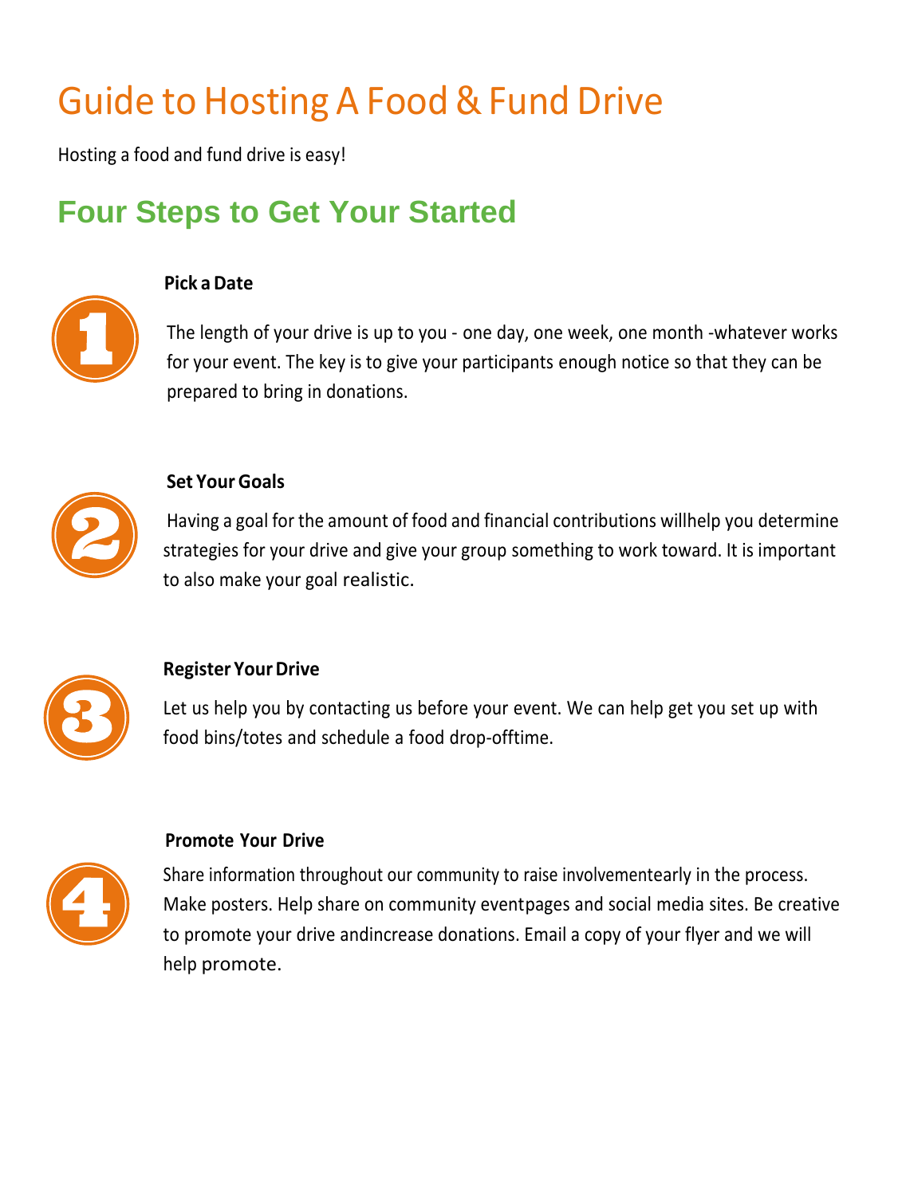# Guide to Hosting A Food & Fund Drive

Hosting a food and fund drive is easy!

## Four Steps to Get Your Started

1. **Pick a Date**

   The length of your drive is up to you - one day, one week, one month -whatever works for your event. The key is to give your participants enough notice so that they can be prepared to bring in donations.

2. **Set Your Goals**

   Having a goal for the amount of food and financial contributions willhelp you determine strategies for your drive and give your group something to work toward. It is important to also make your goal realistic.

3. **Register Your Drive**

   Let us help you by contacting us before your event. We can help get you set up with food bins/totes and schedule a food drop-offtime.

4. **Promote Your Drive**

   Share information throughout our community to raise involvementearly in the process. Make posters. Help share on community eventpages and social media sites. Be creative to promote your drive andincrease donations. Email a copy of your flyer and we will help promote.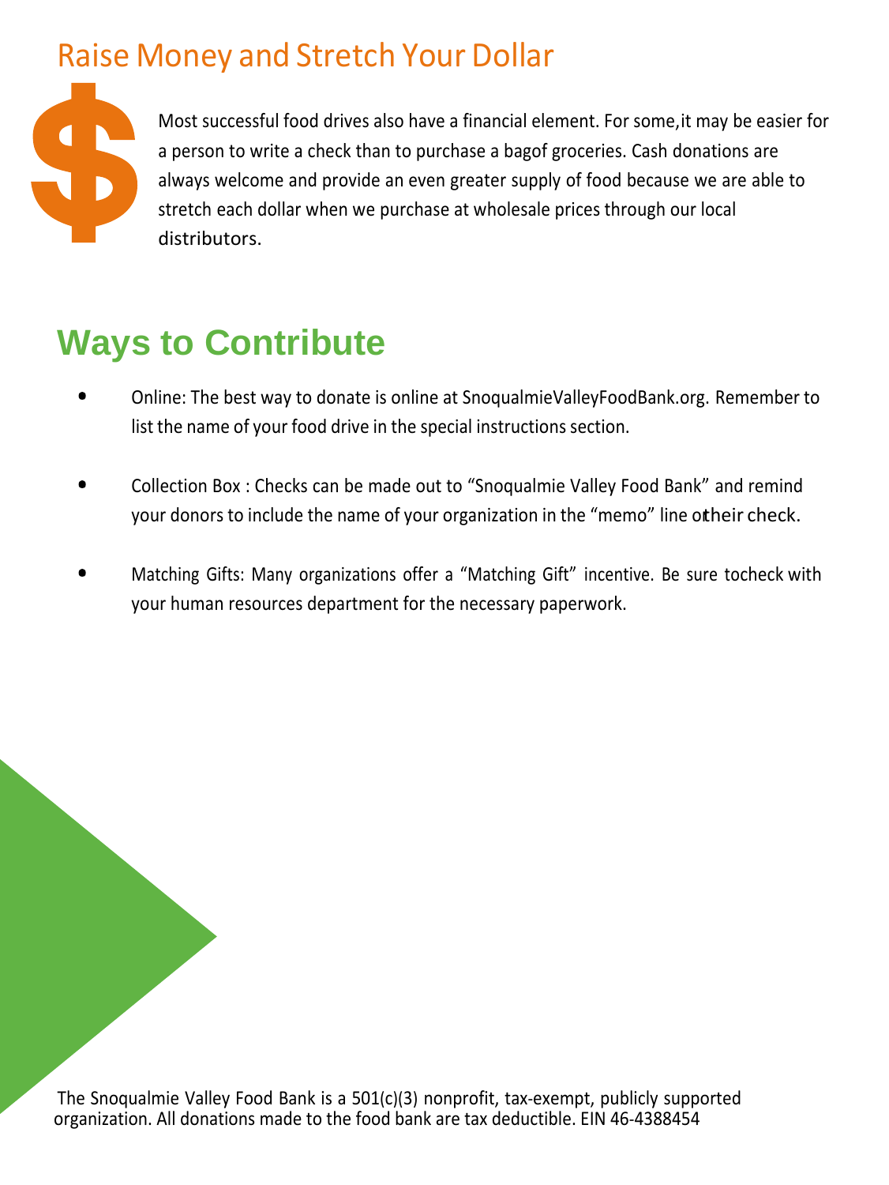## Raise Money and Stretch Your Dollar

Most successful food drives also have a financial element. For some, it may be easier for a person to write a check than to purchase a bag of groceries. Cash donations are always welcome and provide an even greater supply of food because we are able to stretch each dollar when we purchase at wholesale prices through our local distributors.

## Ways to Contribute

- Online: The best way to donate is online at SnoqualmieValleyFoodBank.org. Remember to list the name of your food drive in the special instructions section.
- Collection Box : Checks can be made out to "Snoqualmie Valley Food Bank" and remind your donors to include the name of your organization in the "memo" line of their check.
- Matching Gifts: Many organizations offer a "Matching Gift" incentive. Be sure to check with your human resources department for the necessary paperwork.

The Snoqualmie Valley Food Bank is a 501(c)(3) nonprofit, tax-exempt, publicly supported organization. All donations made to the food bank are tax deductible. EIN 46-4388454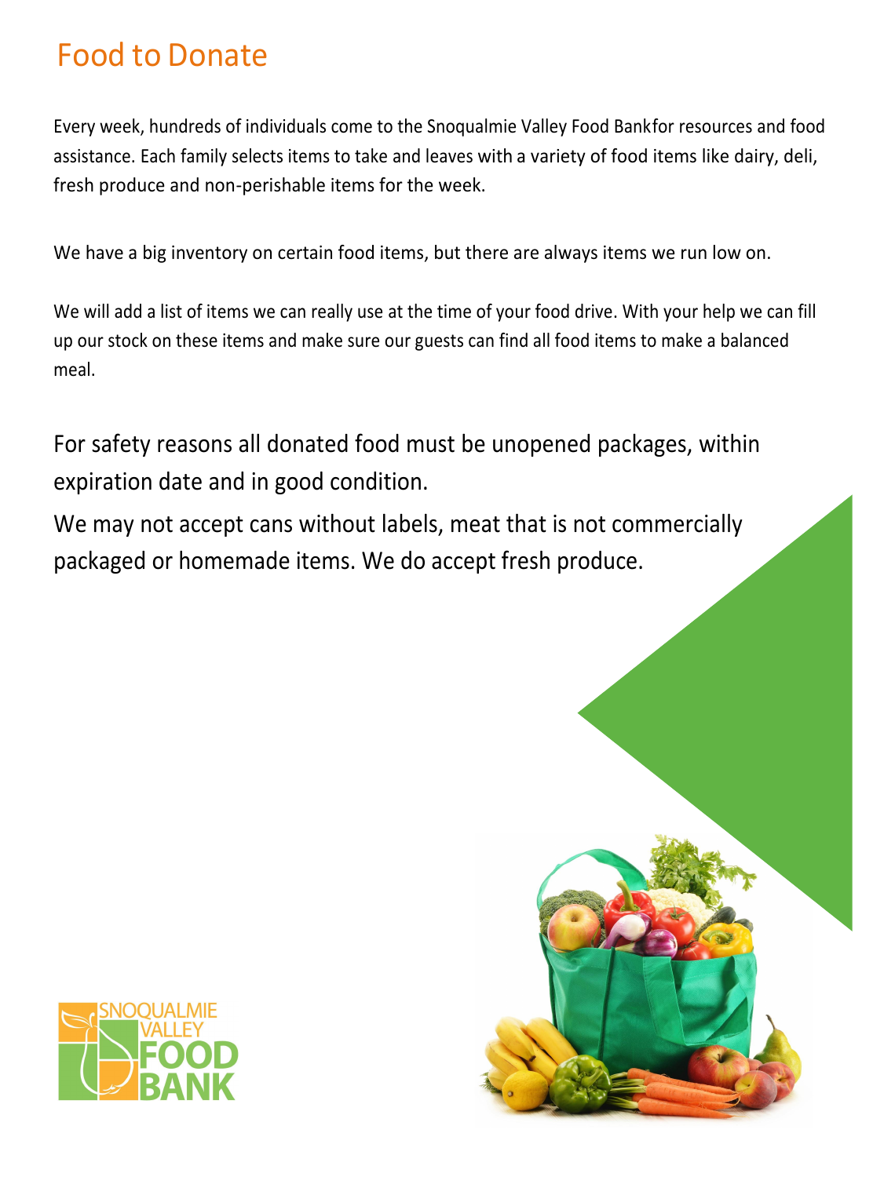# Food to Donate

Every week, hundreds of individuals come to the Snoqualmie Valley Food Bankfor resources and food assistance. Each family selects items to take and leaves with a variety of food items like dairy, deli, fresh produce and non-perishable items for the week.

We have a big inventory on certain food items, but there are always items we run low on.

We will add a list of items we can really use at the time of your food drive. With your help we can fill up our stock on these items and make sure our guests can find all food items to make a balanced meal.

For safety reasons all donated food must be unopened packages, within expiration date and in good condition.

We may not accept cans without labels, meat that is not commercially packaged or homemade items. We do accept fresh produce.

SNOQUALMIE VALLEY FOOD BANK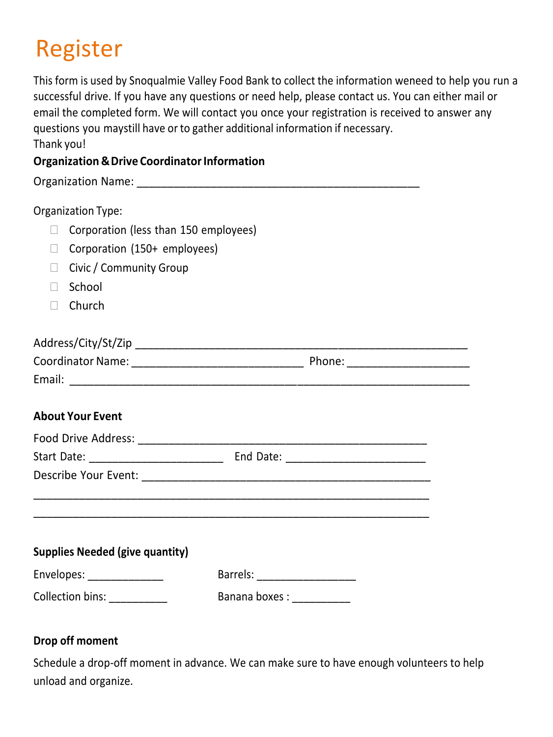# Register

This form is used by Snoqualmie Valley Food Bank to collect the information weneed to help you run a successful drive. If you have any questions or need help, please contact us. You can either mail or email the completed form. We will contact you once your registration is received to answer any questions you maystill have or to gather additional information if necessary.
Thank you!

**Organization & Drive Coordinator Information**

Organization Name: _______________________________________________

Organization Type:

- ☐ Corporation (less than 150 employees)
- ☐ Corporation (150+ employees)
- ☐ Civic / Community Group
- ☐ School
- ☐ Church

Address/City/St/Zip _______________________________________________________
Coordinator Name: ____________________________ Phone: ____________________
Email: ________________________________________________________________

**About Your Event**

Food Drive Address: ________________________________________________
Start Date: ______________________ End Date: _______________________
Describe Your Event: ________________________________________________
_________________________________________________________________
_________________________________________________________________

**Supplies Needed (give quantity)**

Envelopes: _____________ Barrels: ________________

Collection bins: _________ Banana boxes : _________

**Drop off moment**

Schedule a drop-off moment in advance. We can make sure to have enough volunteers to help unload and organize.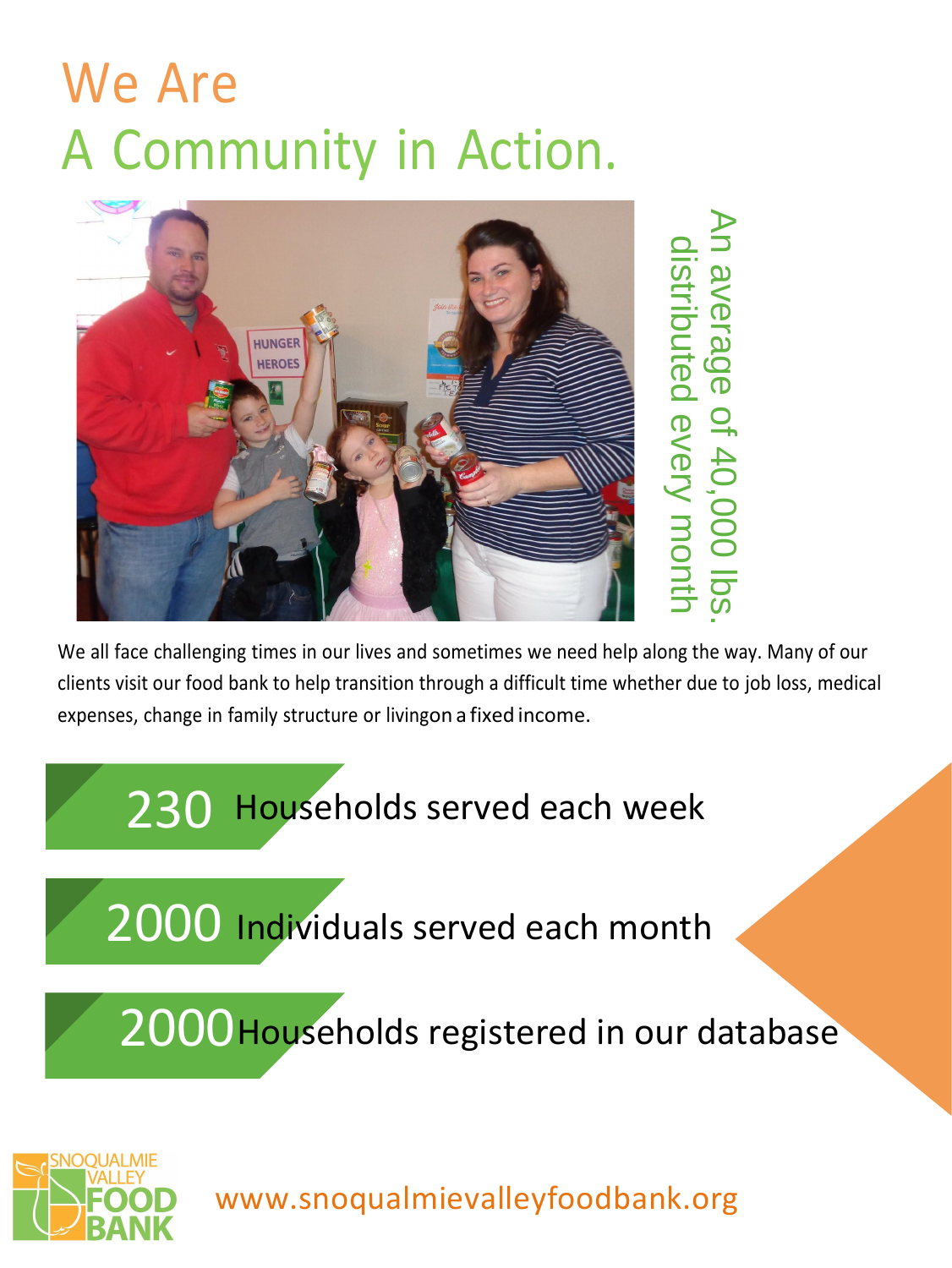# We Are
# A Community in Action.

An average of 40,000 lbs. distributed every month

We all face challenging times in our lives and sometimes we need help along the way. Many of our clients visit our food bank to help transition through a difficult time whether due to job loss, medical expenses, change in family structure or livingon a fixed income.

**230** Households served each week

**2000** Individuals served each month

**2000** Households registered in our database

SNOQUALMIE VALLEY FOOD BANK

www.snoqualmievalleyfoodbank.org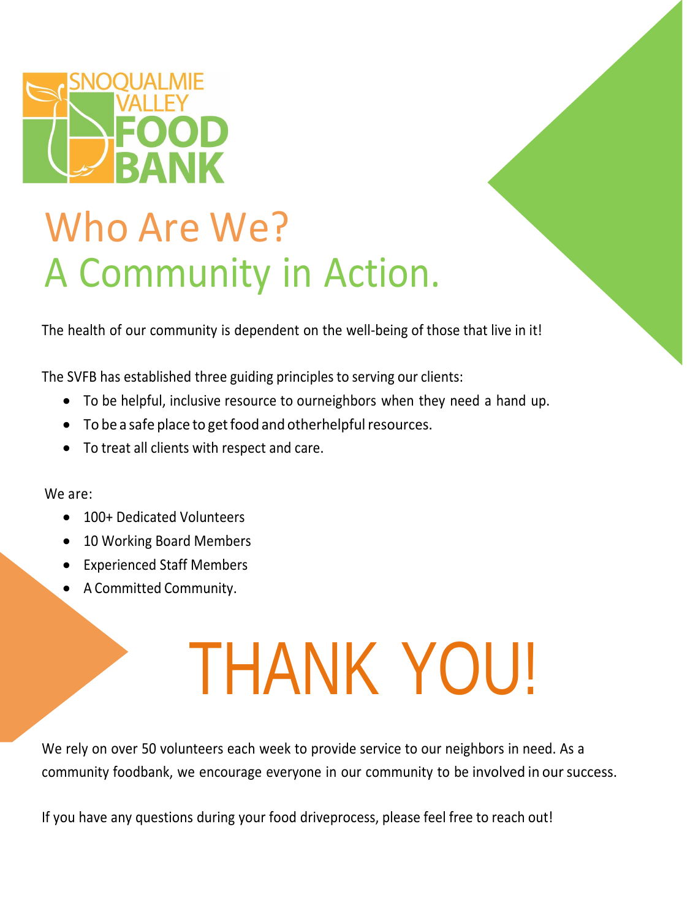SNOQUALMIE VALLEY FOOD BANK

# Who Are We?
# A Community in Action.

The health of our community is dependent on the well-being of those that live in it!

The SVFB has established three guiding principles to serving our clients:

- To be helpful, inclusive resource to ourneighbors when they need a hand up.
- To be a safe place to get food and otherhelpful resources.
- To treat all clients with respect and care.

We are:

- 100+ Dedicated Volunteers
- 10 Working Board Members
- Experienced Staff Members
- A Committed Community.

# THANK YOU!

We rely on over 50 volunteers each week to provide service to our neighbors in need. As a community foodbank, we encourage everyone in our community to be involved in our success.

If you have any questions during your food driveprocess, please feel free to reach out!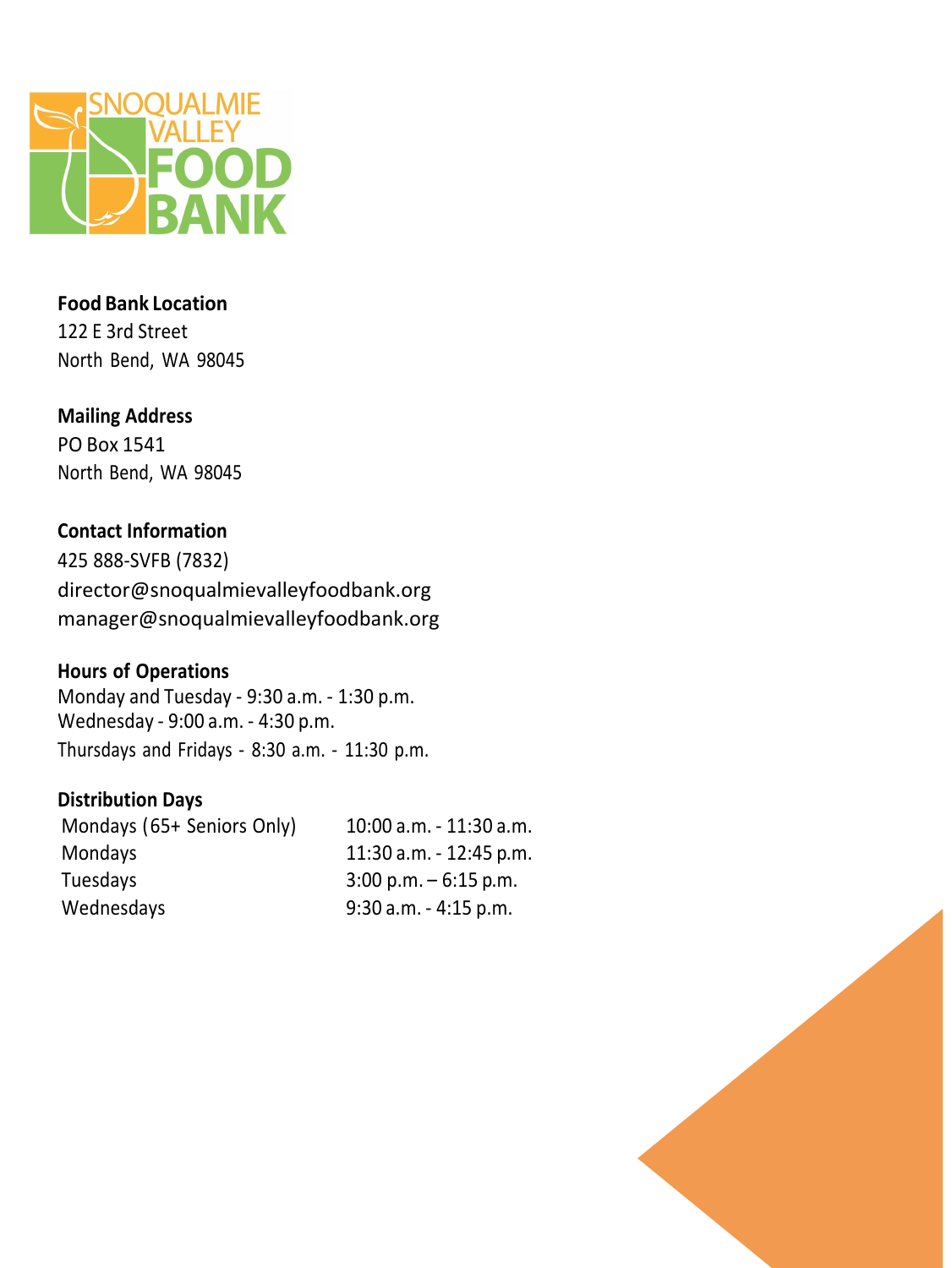SNOQUALMIE VALLEY FOOD BANK

**Food Bank Location**
122 E 3rd Street
North Bend, WA 98045

**Mailing Address**
PO Box 1541
North Bend, WA 98045

**Contact Information**
425 888-SVFB (7832)
director@snoqualmievalleyfoodbank.org
manager@snoqualmievalleyfoodbank.org

**Hours of Operations**
Monday and Tuesday - 9:30 a.m. - 1:30 p.m.
Wednesday - 9:00 a.m. - 4:30 p.m.
Thursdays and Fridays - 8:30 a.m. - 11:30 p.m.

**Distribution Days**

| | |
|---|---|
| Mondays (65+ Seniors Only) | 10:00 a.m. - 11:30 a.m. |
| Mondays | 11:30 a.m. - 12:45 p.m. |
| Tuesdays | 3:00 p.m. – 6:15 p.m. |
| Wednesdays | 9:30 a.m. - 4:15 p.m. |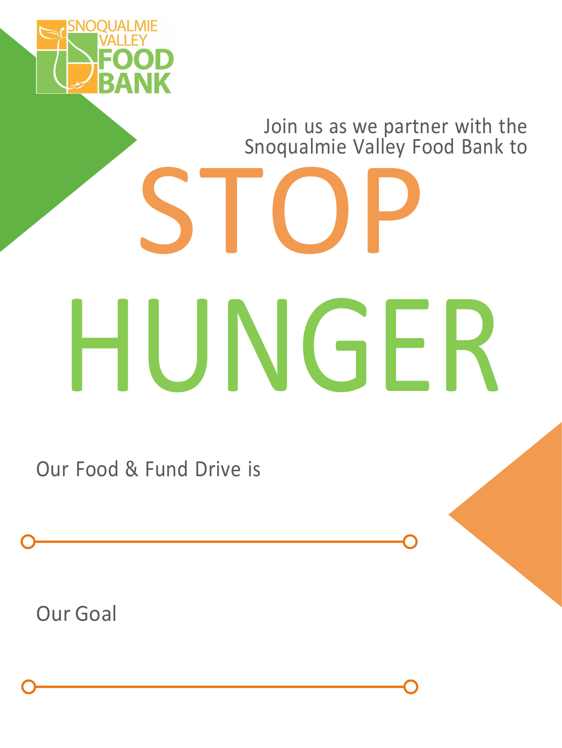SNOQUALMIE VALLEY FOOD BANK

Join us as we partner with the Snoqualmie Valley Food Bank to

# STOP HUNGER

Our Food & Fund Drive is

Our Goal